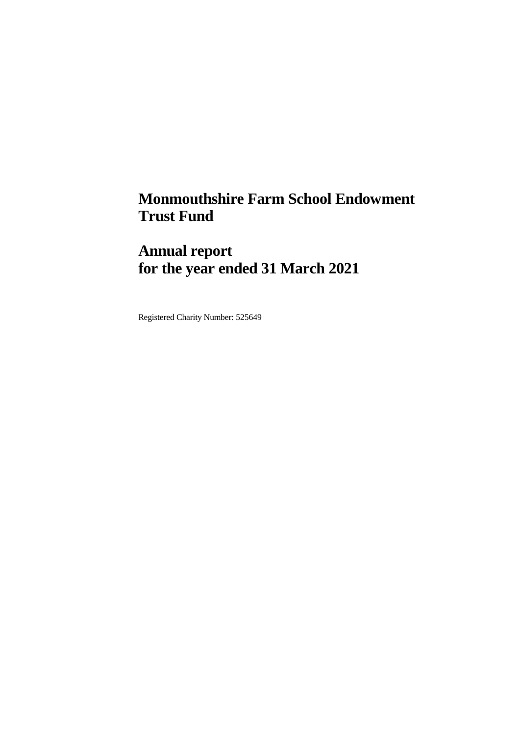# Monmouthshire Farm School Endowment Trust Fund

# Annual report for the year ended 31 March 2021

Registered Charity Number: 525649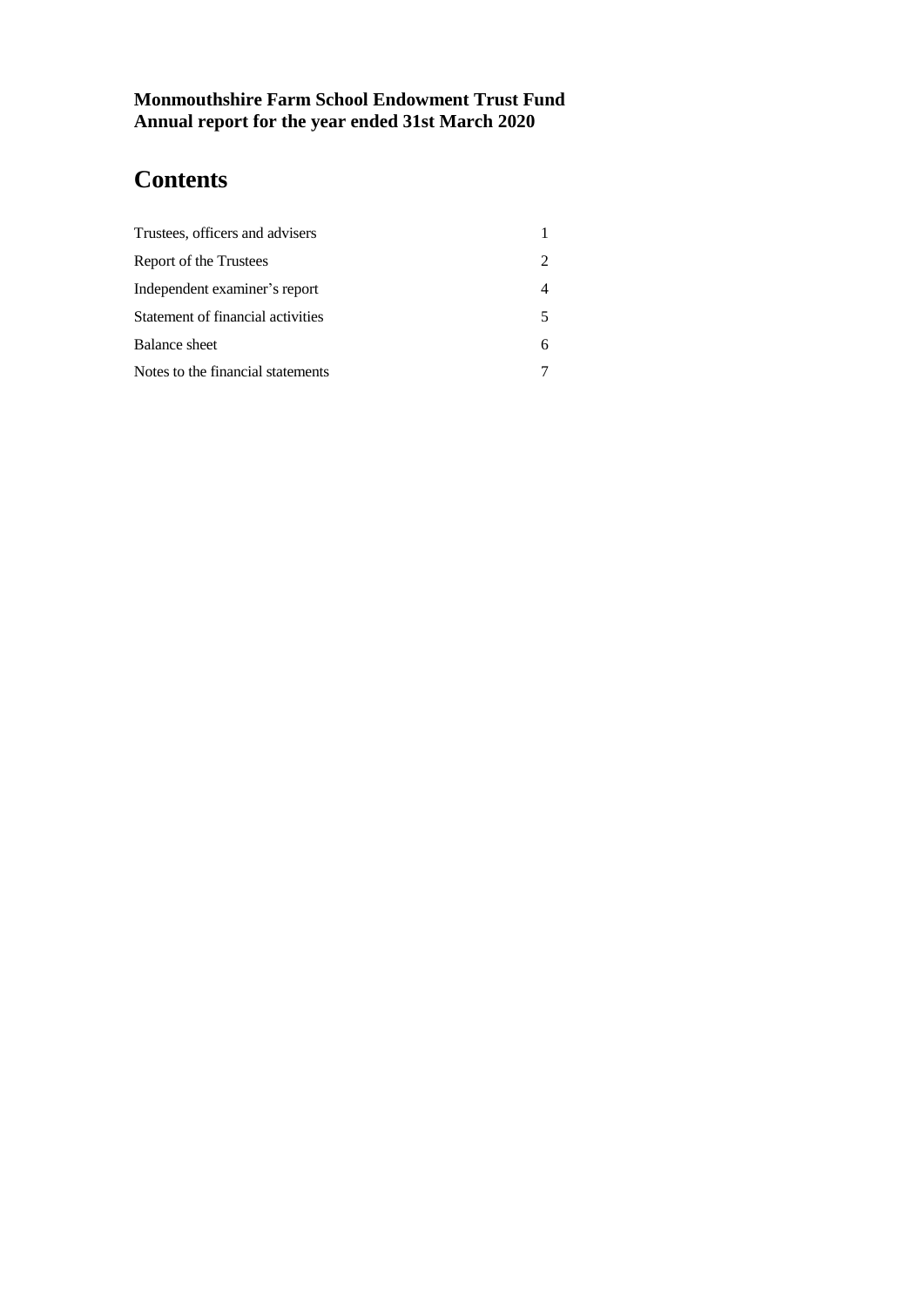**Monmouthshire Farm School Endowment Trust Fund**
**Annual report for the year ended 31st March 2020**

# Contents

| | |
|---|---|
| Trustees, officers and advisers | 1 |
| Report of the Trustees | 2 |
| Independent examiner's report | 4 |
| Statement of financial activities | 5 |
| Balance sheet | 6 |
| Notes to the financial statements | 7 |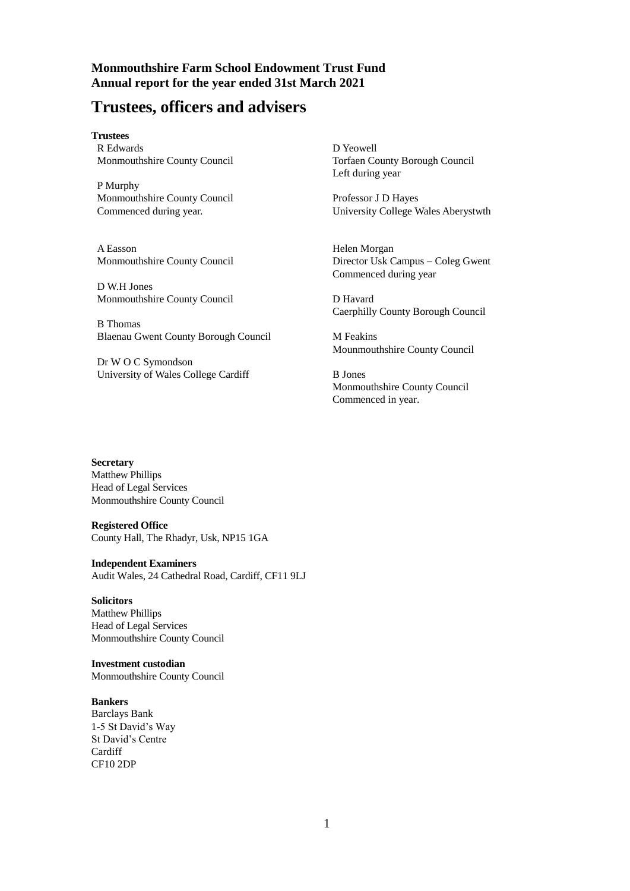**Monmouthshire Farm School Endowment Trust Fund**
**Annual report for the year ended 31st March 2021**

# Trustees, officers and advisers

**Trustees**

R Edwards
Monmouthshire County Council

P Murphy
Monmouthshire County Council
Commenced during year.

A Easson
Monmouthshire County Council

D W.H Jones
Monmouthshire County Council

B Thomas
Blaenau Gwent County Borough Council

Dr W O C Symondson
University of Wales College Cardiff

D Yeowell
Torfaen County Borough Council
Left during year

Professor J D Hayes
University College Wales Aberystwth

Helen Morgan
Director Usk Campus – Coleg Gwent
Commenced during year

D Havard
Caerphilly County Borough Council

M Feakins
Mounmouthshire County Council

B Jones
Monmouthshire County Council
Commenced in year.

**Secretary**
Matthew Phillips
Head of Legal Services
Monmouthshire County Council

**Registered Office**
County Hall, The Rhadyr, Usk, NP15 1GA

**Independent Examiners**
Audit Wales, 24 Cathedral Road, Cardiff, CF11 9LJ

**Solicitors**
Matthew Phillips
Head of Legal Services
Monmouthshire County Council

**Investment custodian**
Monmouthshire County Council

**Bankers**
Barclays Bank
1-5 St David's Way
St David's Centre
Cardiff
CF10 2DP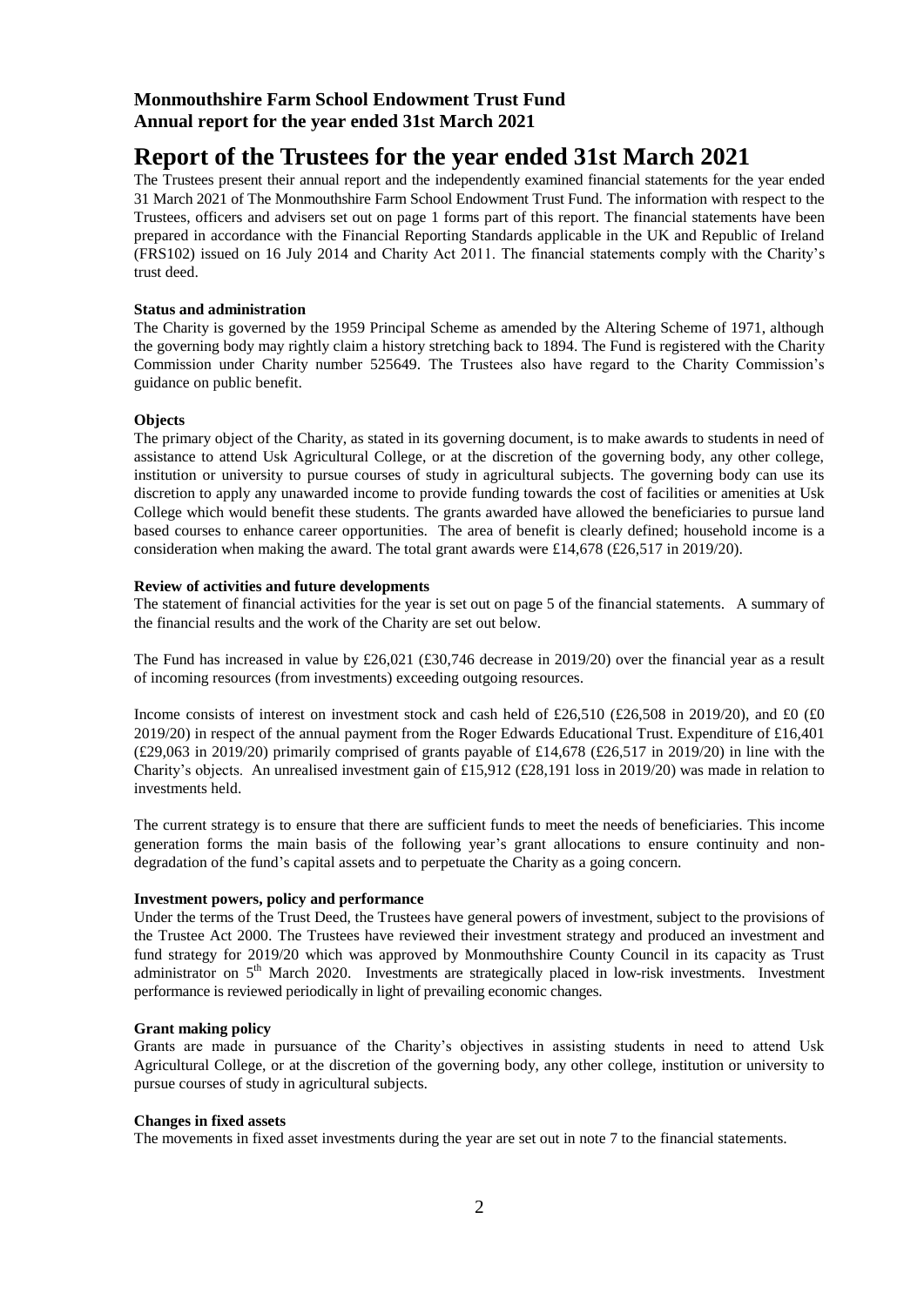**Monmouthshire Farm School Endowment Trust Fund**
**Annual report for the year ended 31st March 2021**

# Report of the Trustees for the year ended 31st March 2021

The Trustees present their annual report and the independently examined financial statements for the year ended 31 March 2021 of The Monmouthshire Farm School Endowment Trust Fund. The information with respect to the Trustees, officers and advisers set out on page 1 forms part of this report. The financial statements have been prepared in accordance with the Financial Reporting Standards applicable in the UK and Republic of Ireland (FRS102) issued on 16 July 2014 and Charity Act 2011. The financial statements comply with the Charity's trust deed.

**Status and administration**

The Charity is governed by the 1959 Principal Scheme as amended by the Altering Scheme of 1971, although the governing body may rightly claim a history stretching back to 1894. The Fund is registered with the Charity Commission under Charity number 525649. The Trustees also have regard to the Charity Commission's guidance on public benefit.

**Objects**

The primary object of the Charity, as stated in its governing document, is to make awards to students in need of assistance to attend Usk Agricultural College, or at the discretion of the governing body, any other college, institution or university to pursue courses of study in agricultural subjects. The governing body can use its discretion to apply any unawarded income to provide funding towards the cost of facilities or amenities at Usk College which would benefit these students. The grants awarded have allowed the beneficiaries to pursue land based courses to enhance career opportunities. The area of benefit is clearly defined; household income is a consideration when making the award. The total grant awards were £14,678 (£26,517 in 2019/20).

**Review of activities and future developments**

The statement of financial activities for the year is set out on page 5 of the financial statements. A summary of the financial results and the work of the Charity are set out below.

The Fund has increased in value by £26,021 (£30,746 decrease in 2019/20) over the financial year as a result of incoming resources (from investments) exceeding outgoing resources.

Income consists of interest on investment stock and cash held of £26,510 (£26,508 in 2019/20), and £0 (£0 2019/20) in respect of the annual payment from the Roger Edwards Educational Trust. Expenditure of £16,401 (£29,063 in 2019/20) primarily comprised of grants payable of £14,678 (£26,517 in 2019/20) in line with the Charity's objects. An unrealised investment gain of £15,912 (£28,191 loss in 2019/20) was made in relation to investments held.

The current strategy is to ensure that there are sufficient funds to meet the needs of beneficiaries. This income generation forms the main basis of the following year's grant allocations to ensure continuity and non-degradation of the fund's capital assets and to perpetuate the Charity as a going concern.

**Investment powers, policy and performance**

Under the terms of the Trust Deed, the Trustees have general powers of investment, subject to the provisions of the Trustee Act 2000. The Trustees have reviewed their investment strategy and produced an investment and fund strategy for 2019/20 which was approved by Monmouthshire County Council in its capacity as Trust administrator on 5th March 2020. Investments are strategically placed in low-risk investments. Investment performance is reviewed periodically in light of prevailing economic changes.

**Grant making policy**

Grants are made in pursuance of the Charity's objectives in assisting students in need to attend Usk Agricultural College, or at the discretion of the governing body, any other college, institution or university to pursue courses of study in agricultural subjects.

**Changes in fixed assets**

The movements in fixed asset investments during the year are set out in note 7 to the financial statements.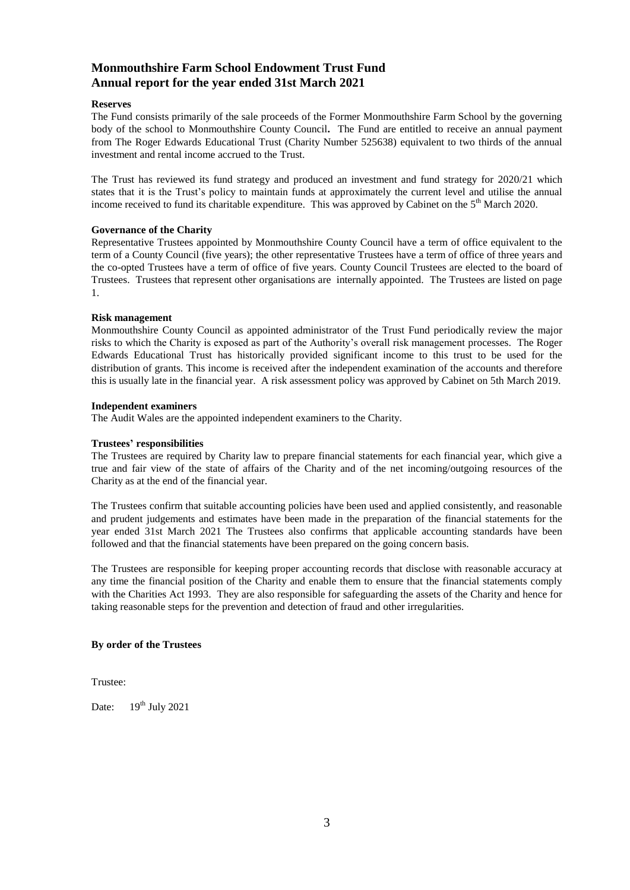# Monmouthshire Farm School Endowment Trust Fund
# Annual report for the year ended 31st March 2021

**Reserves**

The Fund consists primarily of the sale proceeds of the Former Monmouthshire Farm School by the governing body of the school to Monmouthshire County Council**.** The Fund are entitled to receive an annual payment from The Roger Edwards Educational Trust (Charity Number 525638) equivalent to two thirds of the annual investment and rental income accrued to the Trust.

The Trust has reviewed its fund strategy and produced an investment and fund strategy for 2020/21 which states that it is the Trust's policy to maintain funds at approximately the current level and utilise the annual income received to fund its charitable expenditure. This was approved by Cabinet on the 5th March 2020.

**Governance of the Charity**

Representative Trustees appointed by Monmouthshire County Council have a term of office equivalent to the term of a County Council (five years); the other representative Trustees have a term of office of three years and the co-opted Trustees have a term of office of five years. County Council Trustees are elected to the board of Trustees. Trustees that represent other organisations are internally appointed. The Trustees are listed on page 1.

**Risk management**

Monmouthshire County Council as appointed administrator of the Trust Fund periodically review the major risks to which the Charity is exposed as part of the Authority's overall risk management processes. The Roger Edwards Educational Trust has historically provided significant income to this trust to be used for the distribution of grants. This income is received after the independent examination of the accounts and therefore this is usually late in the financial year. A risk assessment policy was approved by Cabinet on 5th March 2019.

**Independent examiners**

The Audit Wales are the appointed independent examiners to the Charity.

**Trustees' responsibilities**

The Trustees are required by Charity law to prepare financial statements for each financial year, which give a true and fair view of the state of affairs of the Charity and of the net incoming/outgoing resources of the Charity as at the end of the financial year.

The Trustees confirm that suitable accounting policies have been used and applied consistently, and reasonable and prudent judgements and estimates have been made in the preparation of the financial statements for the year ended 31st March 2021 The Trustees also confirms that applicable accounting standards have been followed and that the financial statements have been prepared on the going concern basis.

The Trustees are responsible for keeping proper accounting records that disclose with reasonable accuracy at any time the financial position of the Charity and enable them to ensure that the financial statements comply with the Charities Act 1993. They are also responsible for safeguarding the assets of the Charity and hence for taking reasonable steps for the prevention and detection of fraud and other irregularities.

**By order of the Trustees**

Trustee:

Date: 19th July 2021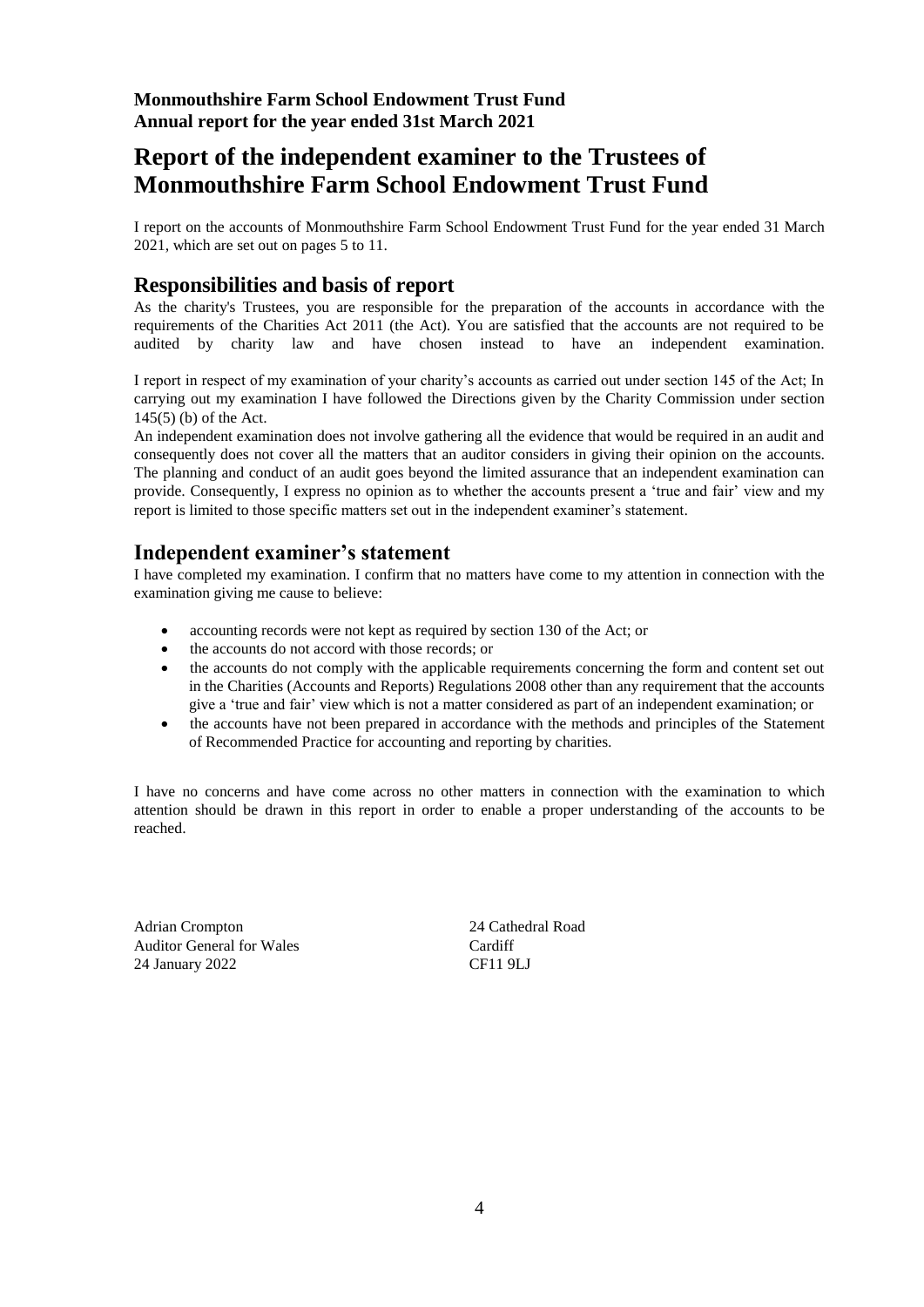**Monmouthshire Farm School Endowment Trust Fund**
**Annual report for the year ended 31st March 2021**

# Report of the independent examiner to the Trustees of Monmouthshire Farm School Endowment Trust Fund

I report on the accounts of Monmouthshire Farm School Endowment Trust Fund for the year ended 31 March 2021, which are set out on pages 5 to 11.

## Responsibilities and basis of report

As the charity's Trustees, you are responsible for the preparation of the accounts in accordance with the requirements of the Charities Act 2011 (the Act). You are satisfied that the accounts are not required to be audited by charity law and have chosen instead to have an independent examination.

I report in respect of my examination of your charity's accounts as carried out under section 145 of the Act; In carrying out my examination I have followed the Directions given by the Charity Commission under section 145(5) (b) of the Act.

An independent examination does not involve gathering all the evidence that would be required in an audit and consequently does not cover all the matters that an auditor considers in giving their opinion on the accounts. The planning and conduct of an audit goes beyond the limited assurance that an independent examination can provide. Consequently, I express no opinion as to whether the accounts present a 'true and fair' view and my report is limited to those specific matters set out in the independent examiner's statement.

## Independent examiner's statement

I have completed my examination. I confirm that no matters have come to my attention in connection with the examination giving me cause to believe:

- accounting records were not kept as required by section 130 of the Act; or
- the accounts do not accord with those records; or
- the accounts do not comply with the applicable requirements concerning the form and content set out in the Charities (Accounts and Reports) Regulations 2008 other than any requirement that the accounts give a 'true and fair' view which is not a matter considered as part of an independent examination; or
- the accounts have not been prepared in accordance with the methods and principles of the Statement of Recommended Practice for accounting and reporting by charities.

I have no concerns and have come across no other matters in connection with the examination to which attention should be drawn in this report in order to enable a proper understanding of the accounts to be reached.

Adrian Crompton
Auditor General for Wales
24 January 2022

24 Cathedral Road
Cardiff
CF11 9LJ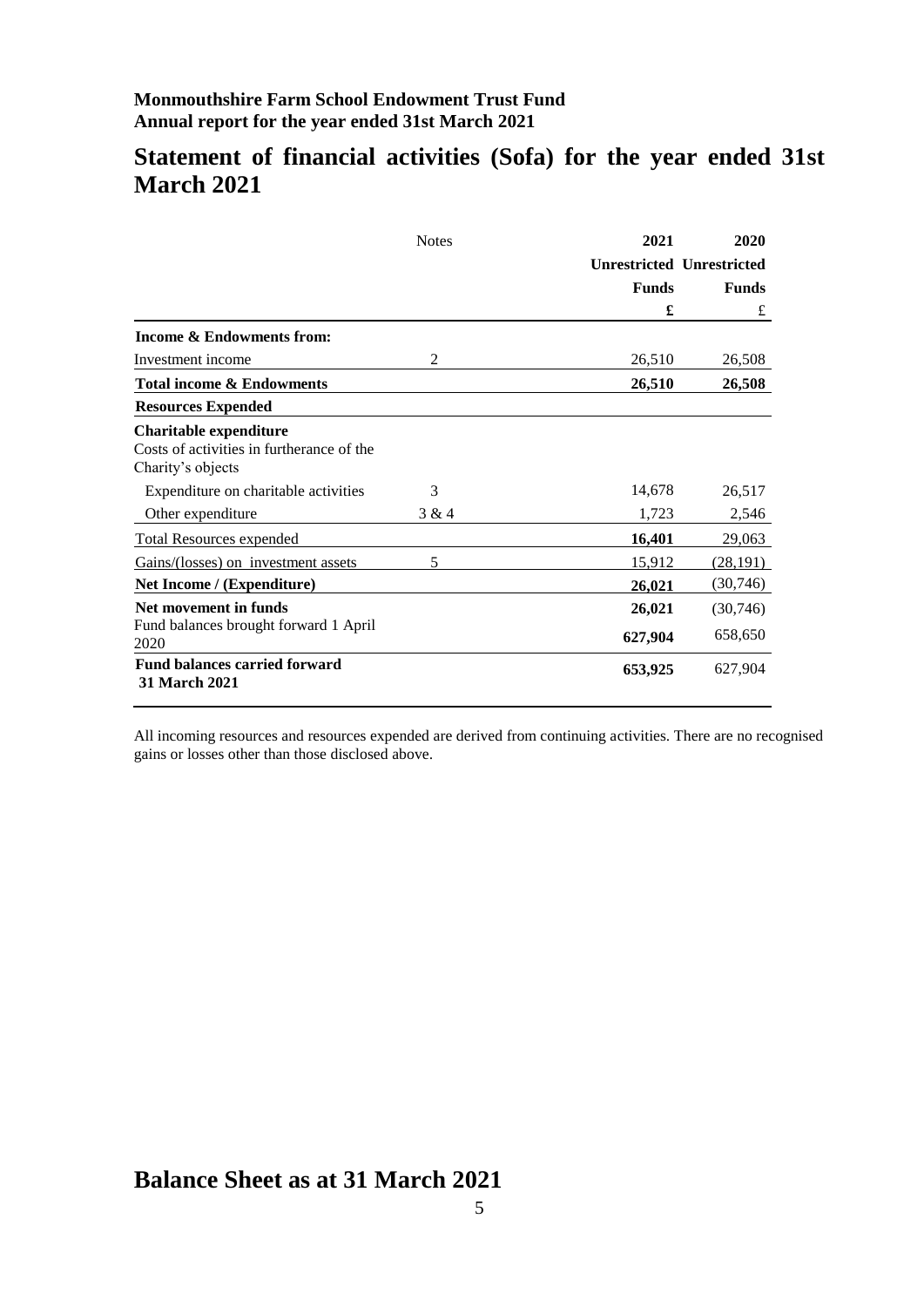**Monmouthshire Farm School Endowment Trust Fund**
**Annual report for the year ended 31st March 2021**

# Statement of financial activities (Sofa) for the year ended 31st March 2021

| | Notes | 2021 | 2020 |
|---|---|---|---|
| | | **Unrestricted** | **Unrestricted** |
| | | **Funds** | **Funds** |
| | | **£** | £ |
| **Income & Endowments from:** | | | |
| Investment income | 2 | 26,510 | 26,508 |
| **Total income & Endowments** | | **26,510** | **26,508** |
| **Resources Expended** | | | |
| **Charitable expenditure** Costs of activities in furtherance of the Charity's objects | | | |
| Expenditure on charitable activities | 3 | 14,678 | 26,517 |
| Other expenditure | 3 & 4 | 1,723 | 2,546 |
| Total Resources expended | | **16,401** | 29,063 |
| Gains/(losses) on investment assets | 5 | 15,912 | (28,191) |
| **Net Income / (Expenditure)** | | **26,021** | (30,746) |
| **Net movement in funds** | | **26,021** | (30,746) |
| Fund balances brought forward 1 April 2020 | | **627,904** | 658,650 |
| **Fund balances carried forward 31 March 2021** | | **653,925** | 627,904 |

All incoming resources and resources expended are derived from continuing activities. There are no recognised gains or losses other than those disclosed above.

# Balance Sheet as at 31 March 2021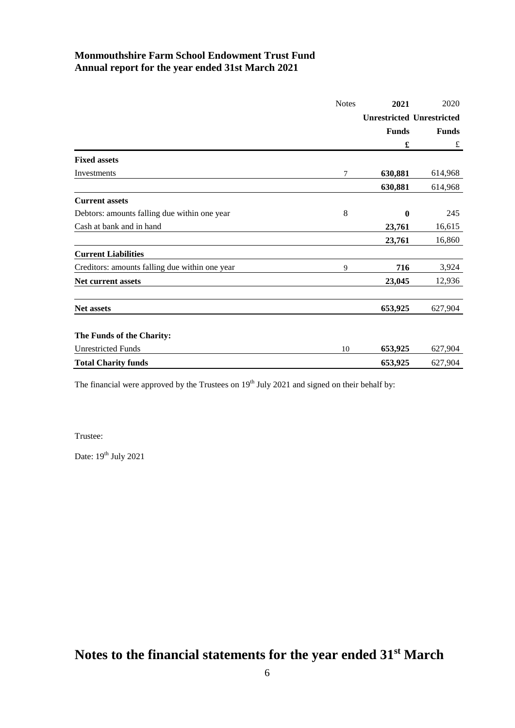**Monmouthshire Farm School Endowment Trust Fund**
**Annual report for the year ended 31st March 2021**

| | Notes | 2021 | 2020 |
|---|---|---|---|
| | | **Unrestricted** | **Unrestricted** |
| | | **Funds** | **Funds** |
| | | **£** | £ |
| **Fixed assets** | | | |
| Investments | 7 | **630,881** | 614,968 |
| | | **630,881** | 614,968 |
| **Current assets** | | | |
| Debtors: amounts falling due within one year | 8 | **0** | 245 |
| Cash at bank and in hand | | **23,761** | 16,615 |
| | | **23,761** | 16,860 |
| **Current Liabilities** | | | |
| Creditors: amounts falling due within one year | 9 | **716** | 3,924 |
| **Net current assets** | | **23,045** | 12,936 |
| **Net assets** | | **653,925** | 627,904 |
| **The Funds of the Charity:** | | | |
| Unrestricted Funds | 10 | **653,925** | 627,904 |
| **Total Charity funds** | | **653,925** | 627,904 |

The financial were approved by the Trustees on 19th July 2021 and signed on their behalf by:

Trustee:

Date: 19th July 2021

# Notes to the financial statements for the year ended 31st March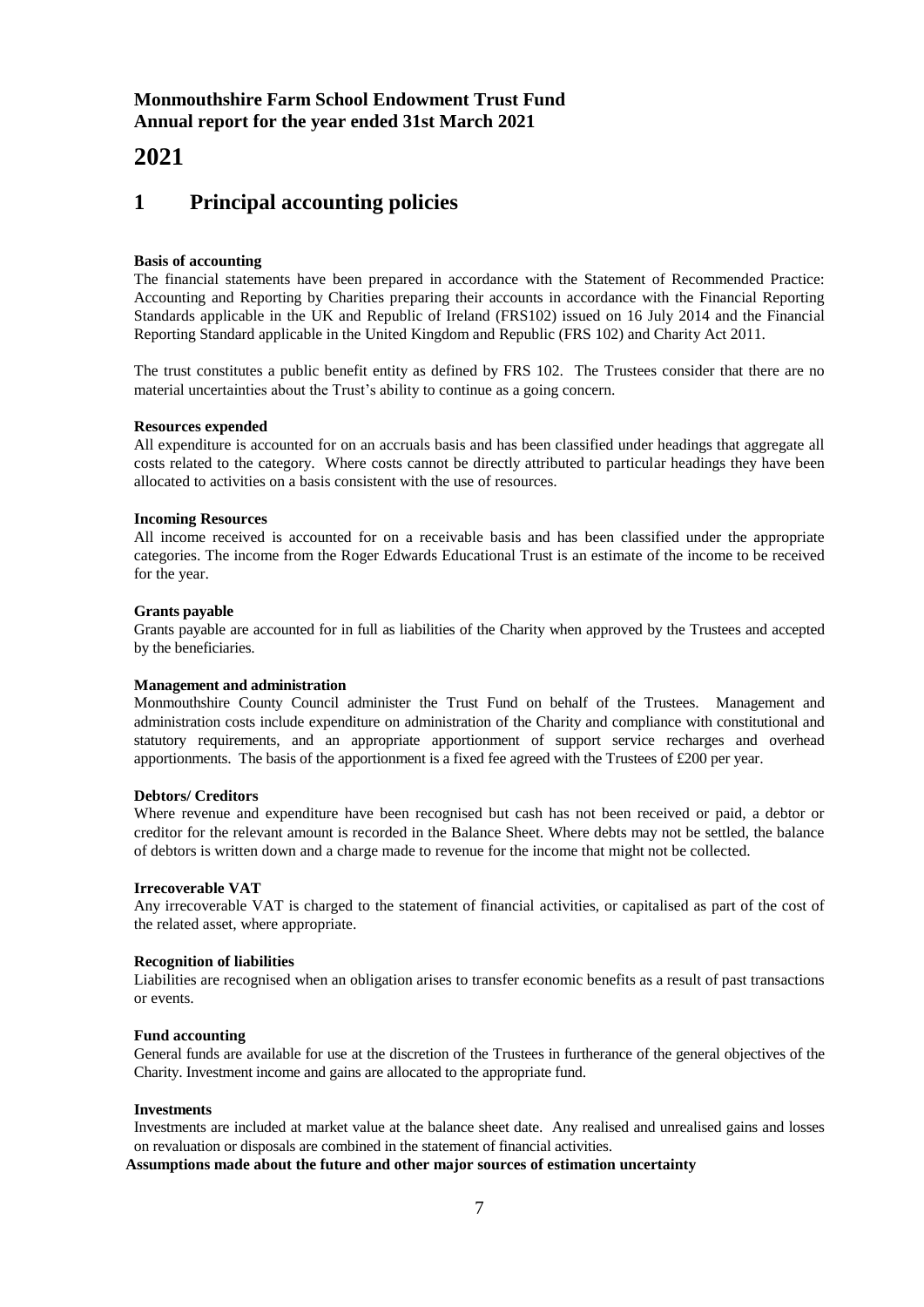## Monmouthshire Farm School Endowment Trust Fund
## Annual report for the year ended 31st March 2021

# 2021

# 1 Principal accounting policies

**Basis of accounting**
The financial statements have been prepared in accordance with the Statement of Recommended Practice: Accounting and Reporting by Charities preparing their accounts in accordance with the Financial Reporting Standards applicable in the UK and Republic of Ireland (FRS102) issued on 16 July 2014 and the Financial Reporting Standard applicable in the United Kingdom and Republic (FRS 102) and Charity Act 2011.

The trust constitutes a public benefit entity as defined by FRS 102. The Trustees consider that there are no material uncertainties about the Trust's ability to continue as a going concern.

**Resources expended**
All expenditure is accounted for on an accruals basis and has been classified under headings that aggregate all costs related to the category. Where costs cannot be directly attributed to particular headings they have been allocated to activities on a basis consistent with the use of resources.

**Incoming Resources**
All income received is accounted for on a receivable basis and has been classified under the appropriate categories. The income from the Roger Edwards Educational Trust is an estimate of the income to be received for the year.

**Grants payable**
Grants payable are accounted for in full as liabilities of the Charity when approved by the Trustees and accepted by the beneficiaries.

**Management and administration**
Monmouthshire County Council administer the Trust Fund on behalf of the Trustees. Management and administration costs include expenditure on administration of the Charity and compliance with constitutional and statutory requirements, and an appropriate apportionment of support service recharges and overhead apportionments. The basis of the apportionment is a fixed fee agreed with the Trustees of £200 per year.

**Debtors/ Creditors**
Where revenue and expenditure have been recognised but cash has not been received or paid, a debtor or creditor for the relevant amount is recorded in the Balance Sheet. Where debts may not be settled, the balance of debtors is written down and a charge made to revenue for the income that might not be collected.

**Irrecoverable VAT**
Any irrecoverable VAT is charged to the statement of financial activities, or capitalised as part of the cost of the related asset, where appropriate.

**Recognition of liabilities**
Liabilities are recognised when an obligation arises to transfer economic benefits as a result of past transactions or events.

**Fund accounting**
General funds are available for use at the discretion of the Trustees in furtherance of the general objectives of the Charity. Investment income and gains are allocated to the appropriate fund.

**Investments**
Investments are included at market value at the balance sheet date. Any realised and unrealised gains and losses on revaluation or disposals are combined in the statement of financial activities.

**Assumptions made about the future and other major sources of estimation uncertainty**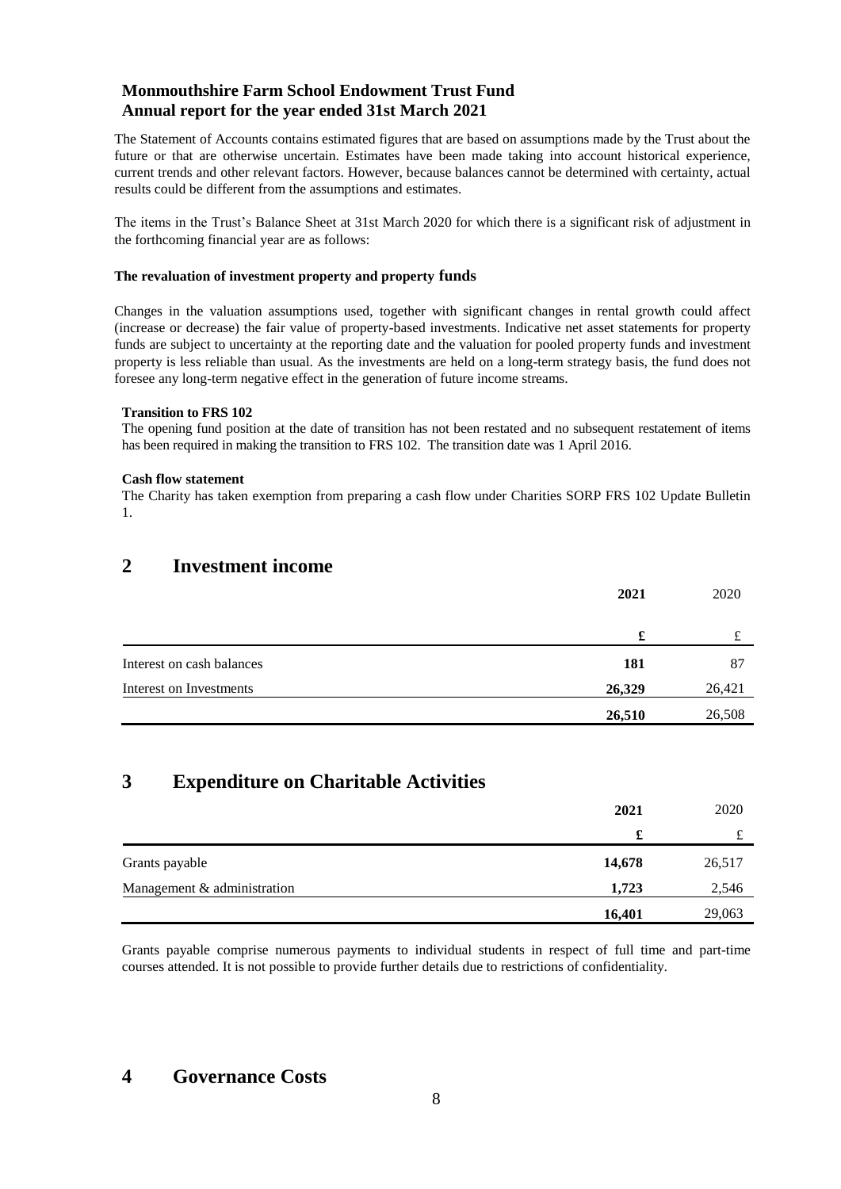The Statement of Accounts contains estimated figures that are based on assumptions made by the Trust about the future or that are otherwise uncertain. Estimates have been made taking into account historical experience, current trends and other relevant factors. However, because balances cannot be determined with certainty, actual results could be different from the assumptions and estimates.

The items in the Trust's Balance Sheet at 31st March 2020 for which there is a significant risk of adjustment in the forthcoming financial year are as follows:

**The revaluation of investment property and property funds**

Changes in the valuation assumptions used, together with significant changes in rental growth could affect (increase or decrease) the fair value of property-based investments. Indicative net asset statements for property funds are subject to uncertainty at the reporting date and the valuation for pooled property funds and investment property is less reliable than usual. As the investments are held on a long-term strategy basis, the fund does not foresee any long-term negative effect in the generation of future income streams.

**Transition to FRS 102**

The opening fund position at the date of transition has not been restated and no subsequent restatement of items has been required in making the transition to FRS 102. The transition date was 1 April 2016.

**Cash flow statement**

The Charity has taken exemption from preparing a cash flow under Charities SORP FRS 102 Update Bulletin 1.

## 2 Investment income

| | **2021** | 2020 |
|---|---|---|
| | **£** | £ |
| Interest on cash balances | **181** | 87 |
| Interest on Investments | **26,329** | 26,421 |
| | **26,510** | 26,508 |

## 3 Expenditure on Charitable Activities

| | **2021** | 2020 |
|---|---|---|
| | **£** | £ |
| Grants payable | **14,678** | 26,517 |
| Management & administration | **1,723** | 2,546 |
| | **16,401** | 29,063 |

Grants payable comprise numerous payments to individual students in respect of full time and part-time courses attended. It is not possible to provide further details due to restrictions of confidentiality.

## 4 Governance Costs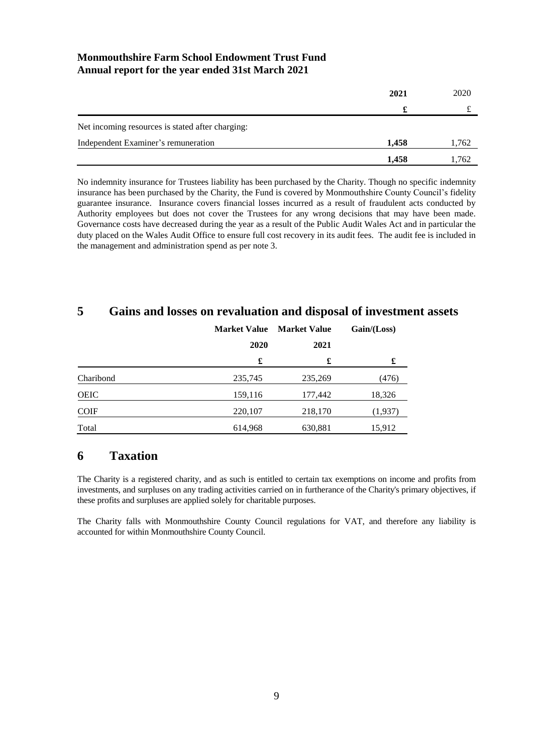**Monmouthshire Farm School Endowment Trust Fund**
**Annual report for the year ended 31st March 2021**

| | 2021 | 2020 |
|---|---|---|
| | £ | £ |
| Net incoming resources is stated after charging: | | |
| Independent Examiner's remuneration | 1,458 | 1,762 |
| | 1,458 | 1,762 |

No indemnity insurance for Trustees liability has been purchased by the Charity. Though no specific indemnity insurance has been purchased by the Charity, the Fund is covered by Monmouthshire County Council's fidelity guarantee insurance. Insurance covers financial losses incurred as a result of fraudulent acts conducted by Authority employees but does not cover the Trustees for any wrong decisions that may have been made. Governance costs have decreased during the year as a result of the Public Audit Wales Act and in particular the duty placed on the Wales Audit Office to ensure full cost recovery in its audit fees. The audit fee is included in the management and administration spend as per note 3.

# 5 Gains and losses on revaluation and disposal of investment assets

| | Market Value 2020 | Market Value 2021 | Gain/(Loss) |
|---|---|---|---|
| | £ | £ | £ |
| Charibond | 235,745 | 235,269 | (476) |
| OEIC | 159,116 | 177,442 | 18,326 |
| COIF | 220,107 | 218,170 | (1,937) |
| Total | 614,968 | 630,881 | 15,912 |

# 6 Taxation

The Charity is a registered charity, and as such is entitled to certain tax exemptions on income and profits from investments, and surpluses on any trading activities carried on in furtherance of the Charity's primary objectives, if these profits and surpluses are applied solely for charitable purposes.

The Charity falls with Monmouthshire County Council regulations for VAT, and therefore any liability is accounted for within Monmouthshire County Council.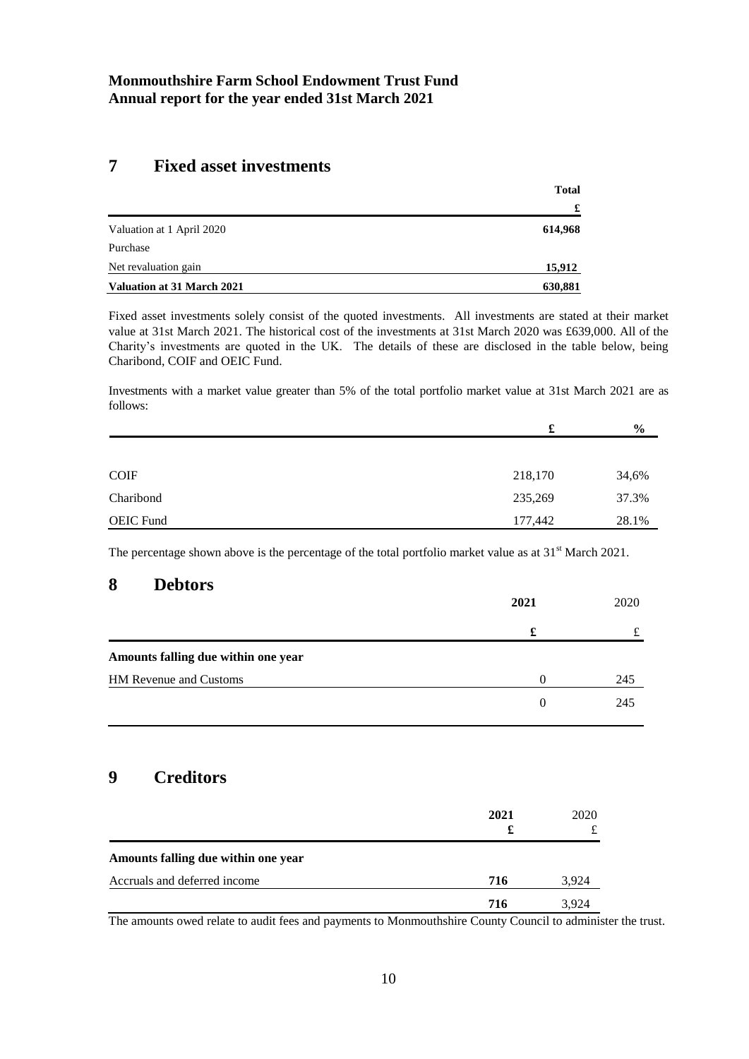**Monmouthshire Farm School Endowment Trust Fund**
**Annual report for the year ended 31st March 2021**

# 7 Fixed asset investments

| | Total |
|---|---|
| | £ |
| Valuation at 1 April 2020 | **614,968** |
| Purchase | |
| Net revaluation gain | **15,912** |
| **Valuation at 31 March 2021** | **630,881** |

Fixed asset investments solely consist of the quoted investments. All investments are stated at their market value at 31st March 2021. The historical cost of the investments at 31st March 2020 was £639,000. All of the Charity's investments are quoted in the UK. The details of these are disclosed in the table below, being Charibond, COIF and OEIC Fund.

Investments with a market value greater than 5% of the total portfolio market value at 31st March 2021 are as follows:

| | £ | % |
|---|---|---|
| COIF | 218,170 | 34,6% |
| Charibond | 235,269 | 37.3% |
| OEIC Fund | 177,442 | 28.1% |

The percentage shown above is the percentage of the total portfolio market value as at 31st March 2021.

# 8 Debtors

| | 2021 | 2020 |
|---|---|---|
| | £ | £ |
| **Amounts falling due within one year** | | |
| HM Revenue and Customs | 0 | 245 |
| | 0 | 245 |

# 9 Creditors

| | 2021 £ | 2020 £ |
|---|---|---|
| **Amounts falling due within one year** | | |
| Accruals and deferred income | **716** | 3,924 |
| | **716** | 3,924 |

The amounts owed relate to audit fees and payments to Monmouthshire County Council to administer the trust.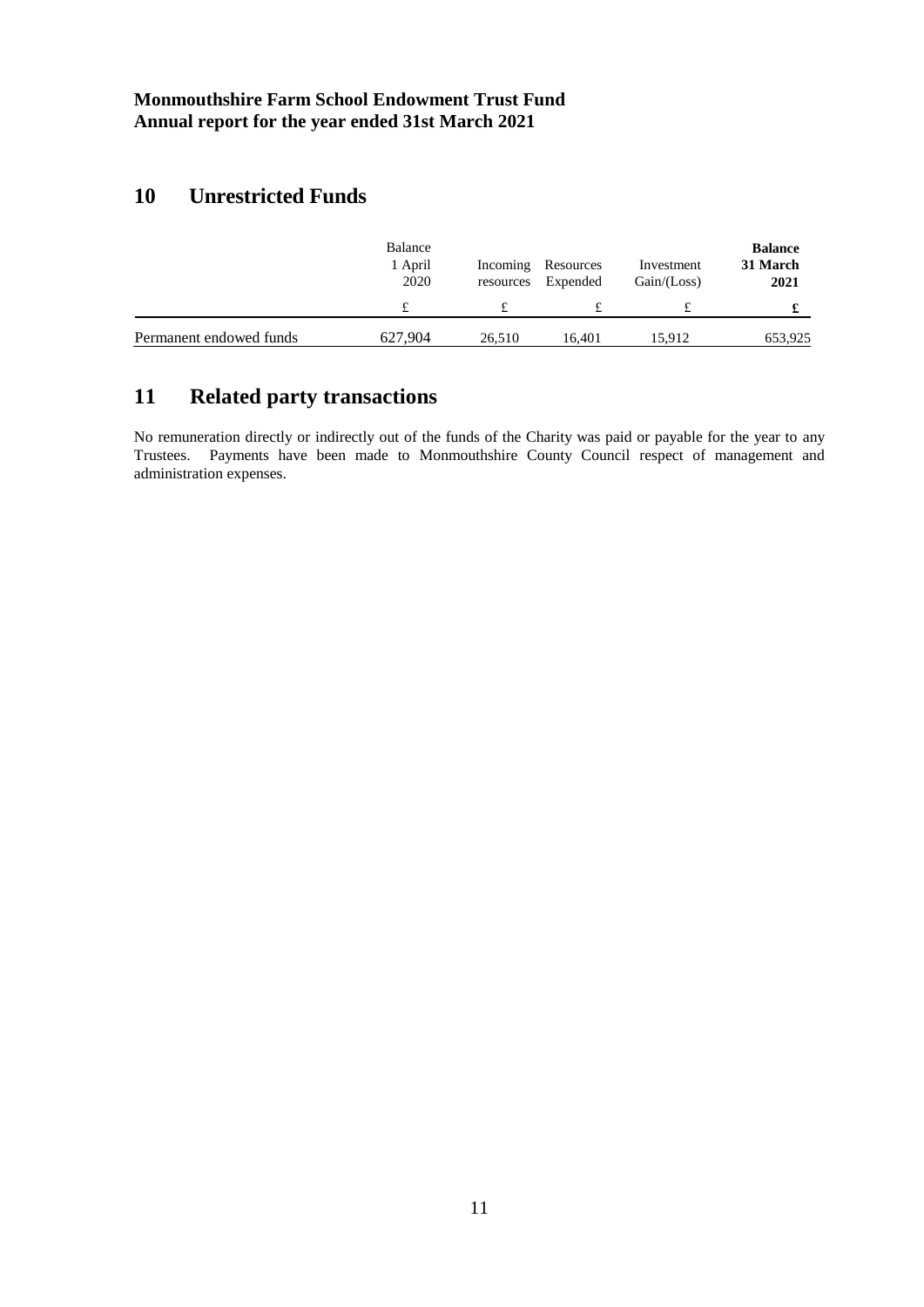**Monmouthshire Farm School Endowment Trust Fund**
**Annual report for the year ended 31st March 2021**

## 10 Unrestricted Funds

| | Balance 1 April 2020 | Incoming resources | Resources Expended | Investment Gain/(Loss) | **Balance 31 March 2021** |
|---|---|---|---|---|---|
| | £ | £ | £ | £ | **£** |
| Permanent endowed funds | 627,904 | 26,510 | 16,401 | 15,912 | 653,925 |

## 11 Related party transactions

No remuneration directly or indirectly out of the funds of the Charity was paid or payable for the year to any Trustees. Payments have been made to Monmouthshire County Council respect of management and administration expenses.